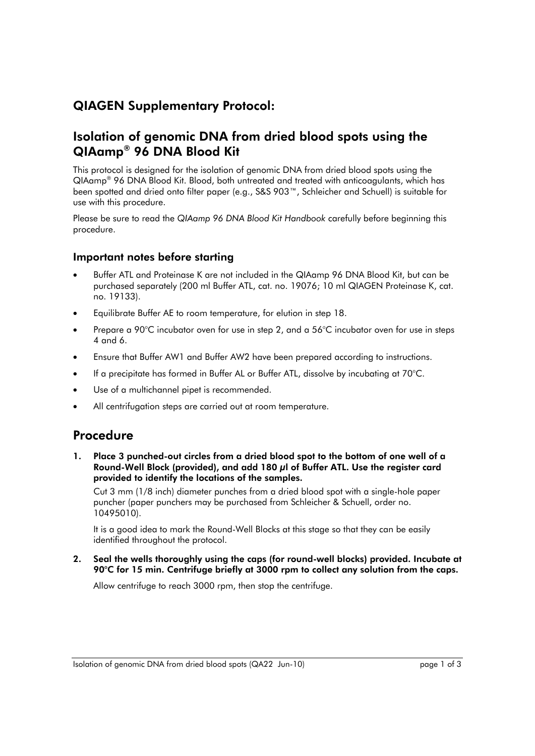## QIAGEN Supplementary Protocol:

## Isolation of genomic DNA from dried blood spots using the QIAamp® 96 DNA Blood Kit

This protocol is designed for the isolation of genomic DNA from dried blood spots using the QIAamp® 96 DNA Blood Kit. Blood, both untreated and treated with anticoagulants, which has been spotted and dried onto filter paper (e.g., S&S 903™, Schleicher and Schuell) is suitable for use with this procedure.

Please be sure to read the *QIAamp 96 DNA Blood Kit Handbook* carefully before beginning this procedure.

### Important notes before starting

- Buffer ATL and Proteinase K are not included in the QIAamp 96 DNA Blood Kit, but can be purchased separately (200 ml Buffer ATL, cat. no. 19076; 10 ml QIAGEN Proteinase K, cat. no. 19133).
- Equilibrate Buffer AE to room temperature, for elution in step 18.
- Prepare a 90°C incubator oven for use in step 2, and a 56°C incubator oven for use in steps 4 and 6.
- Ensure that Buffer AW1 and Buffer AW2 have been prepared according to instructions.
- If a precipitate has formed in Buffer AL or Buffer ATL, dissolve by incubating at 70°C.
- Use of a multichannel pipet is recommended.
- All centrifugation steps are carried out at room temperature.

## Procedure

1. **Place 3 punched-out circles from a dried blood spot to the bottom of one well of a Round-Well Block (provided), and add 180 µl of Buffer ATL. Use the register card provided to identify the locations of the samples.**

   Cut 3 mm (1/8 inch) diameter punches from a dried blood spot with a single-hole paper puncher (paper punchers may be purchased from Schleicher & Schuell, order no. 10495010).

   It is a good idea to mark the Round-Well Blocks at this stage so that they can be easily identified throughout the protocol.

2. **Seal the wells thoroughly using the caps (for round-well blocks) provided. Incubate at 90°C for 15 min. Centrifuge briefly at 3000 rpm to collect any solution from the caps.**

   Allow centrifuge to reach 3000 rpm, then stop the centrifuge.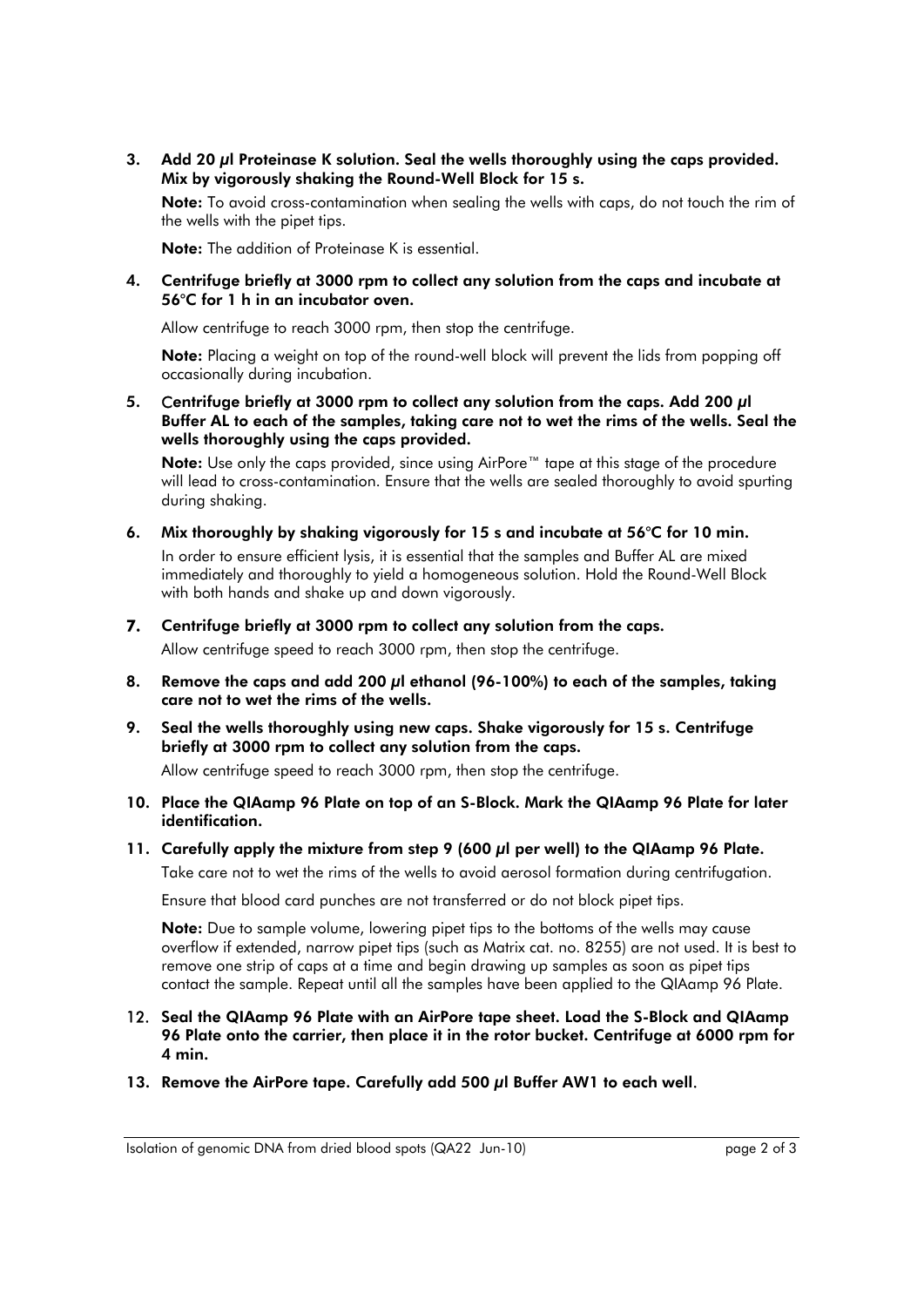3. **Add 20 µl Proteinase K solution. Seal the wells thoroughly using the caps provided. Mix by vigorously shaking the Round-Well Block for 15 s.**

   **Note:** To avoid cross-contamination when sealing the wells with caps, do not touch the rim of the wells with the pipet tips.

   **Note:** The addition of Proteinase K is essential.

4. **Centrifuge briefly at 3000 rpm to collect any solution from the caps and incubate at 56°C for 1 h in an incubator oven.**

   Allow centrifuge to reach 3000 rpm, then stop the centrifuge.

   **Note:** Placing a weight on top of the round-well block will prevent the lids from popping off occasionally during incubation.

5. **Centrifuge briefly at 3000 rpm to collect any solution from the caps. Add 200 µl Buffer AL to each of the samples, taking care not to wet the rims of the wells. Seal the wells thoroughly using the caps provided.**

   **Note:** Use only the caps provided, since using AirPore™ tape at this stage of the procedure will lead to cross-contamination. Ensure that the wells are sealed thoroughly to avoid spurting during shaking.

6. **Mix thoroughly by shaking vigorously for 15 s and incubate at 56°C for 10 min.**

   In order to ensure efficient lysis, it is essential that the samples and Buffer AL are mixed immediately and thoroughly to yield a homogeneous solution. Hold the Round-Well Block with both hands and shake up and down vigorously.

7. **Centrifuge briefly at 3000 rpm to collect any solution from the caps.**

   Allow centrifuge speed to reach 3000 rpm, then stop the centrifuge.

8. **Remove the caps and add 200 µl ethanol (96-100%) to each of the samples, taking care not to wet the rims of the wells.**

9. **Seal the wells thoroughly using new caps. Shake vigorously for 15 s. Centrifuge briefly at 3000 rpm to collect any solution from the caps.**

   Allow centrifuge speed to reach 3000 rpm, then stop the centrifuge.

10. **Place the QIAamp 96 Plate on top of an S-Block. Mark the QIAamp 96 Plate for later identification.**

11. **Carefully apply the mixture from step 9 (600 µl per well) to the QIAamp 96 Plate.**

    Take care not to wet the rims of the wells to avoid aerosol formation during centrifugation.

    Ensure that blood card punches are not transferred or do not block pipet tips.

    **Note:** Due to sample volume, lowering pipet tips to the bottoms of the wells may cause overflow if extended, narrow pipet tips (such as Matrix cat. no. 8255) are not used. It is best to remove one strip of caps at a time and begin drawing up samples as soon as pipet tips contact the sample. Repeat until all the samples have been applied to the QIAamp 96 Plate.

12. **Seal the QIAamp 96 Plate with an AirPore tape sheet. Load the S-Block and QIAamp 96 Plate onto the carrier, then place it in the rotor bucket. Centrifuge at 6000 rpm for 4 min.**

13. **Remove the AirPore tape. Carefully add 500 µl Buffer AW1 to each well.**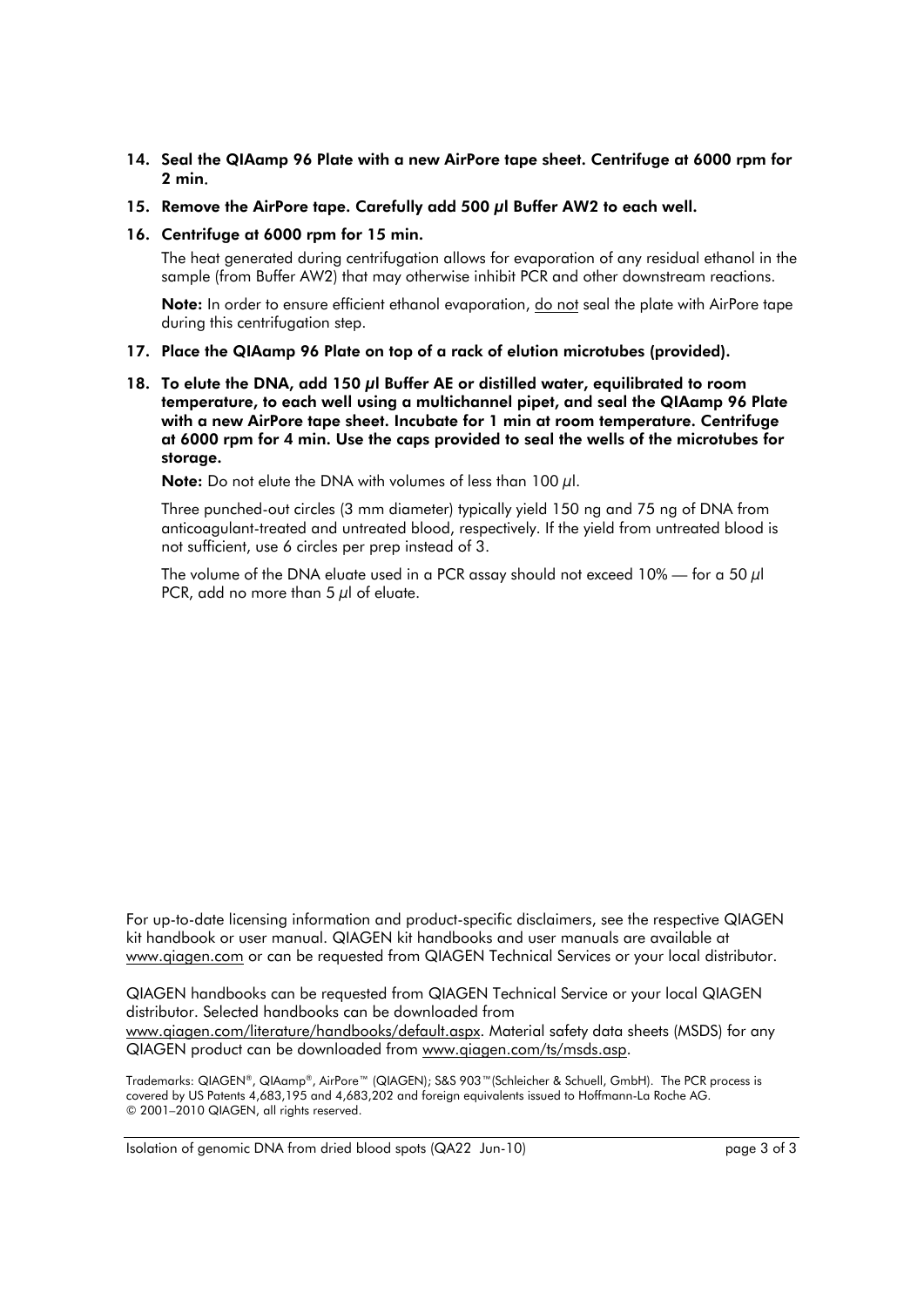14. **Seal the QIAamp 96 Plate with a new AirPore tape sheet. Centrifuge at 6000 rpm for 2 min.**

15. **Remove the AirPore tape. Carefully add 500 µl Buffer AW2 to each well.**

16. **Centrifuge at 6000 rpm for 15 min.**

    The heat generated during centrifugation allows for evaporation of any residual ethanol in the sample (from Buffer AW2) that may otherwise inhibit PCR and other downstream reactions.

    **Note:** In order to ensure efficient ethanol evaporation, do not seal the plate with AirPore tape during this centrifugation step.

17. **Place the QIAamp 96 Plate on top of a rack of elution microtubes (provided).**

18. **To elute the DNA, add 150 µl Buffer AE or distilled water, equilibrated to room temperature, to each well using a multichannel pipet, and seal the QIAamp 96 Plate with a new AirPore tape sheet. Incubate for 1 min at room temperature. Centrifuge at 6000 rpm for 4 min. Use the caps provided to seal the wells of the microtubes for storage.**

    **Note:** Do not elute the DNA with volumes of less than 100 µl.

    Three punched-out circles (3 mm diameter) typically yield 150 ng and 75 ng of DNA from anticoagulant-treated and untreated blood, respectively. If the yield from untreated blood is not sufficient, use 6 circles per prep instead of 3.

    The volume of the DNA eluate used in a PCR assay should not exceed 10% — for a 50 µl PCR, add no more than 5 µl of eluate.

For up-to-date licensing information and product-specific disclaimers, see the respective QIAGEN kit handbook or user manual. QIAGEN kit handbooks and user manuals are available at www.qiagen.com or can be requested from QIAGEN Technical Services or your local distributor.

QIAGEN handbooks can be requested from QIAGEN Technical Service or your local QIAGEN distributor. Selected handbooks can be downloaded from www.qiagen.com/literature/handbooks/default.aspx. Material safety data sheets (MSDS) for any QIAGEN product can be downloaded from www.qiagen.com/ts/msds.asp.

Trademarks: QIAGEN®, QIAamp®, AirPore™ (QIAGEN); S&S 903™(Schleicher & Schuell, GmbH). The PCR process is covered by US Patents 4,683,195 and 4,683,202 and foreign equivalents issued to Hoffmann-La Roche AG.
© 2001–2010 QIAGEN, all rights reserved.